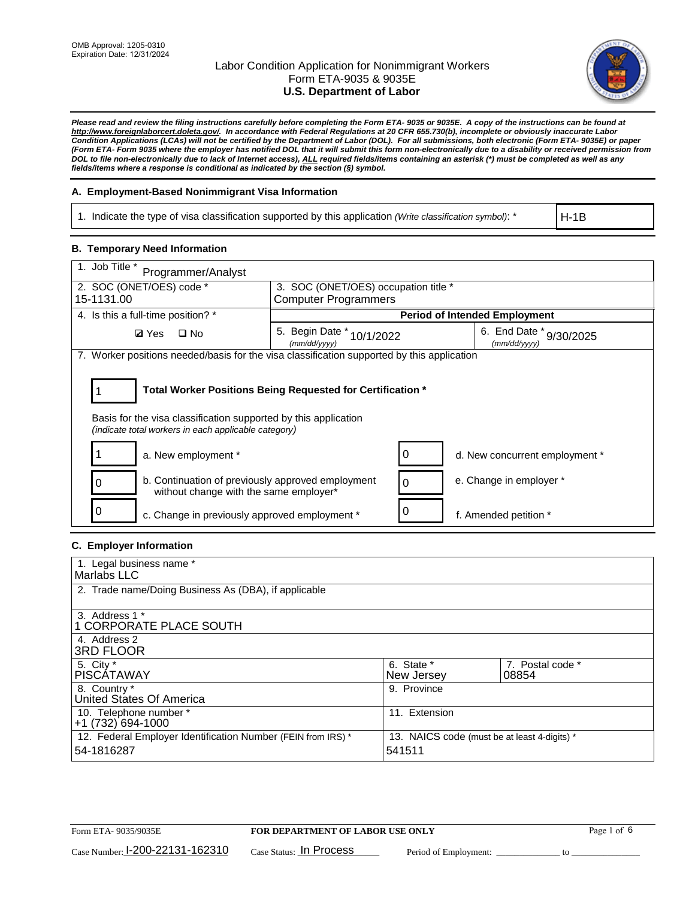OMB Approval: 1205-0310
Expiration Date: 12/31/2024

# Labor Condition Application for Nonimmigrant Workers
## Form ETA-9035 & 9035E
## U.S. Department of Labor

***Please read and review the filing instructions carefully before completing the Form ETA- 9035 or 9035E. A copy of the instructions can be found at http://www.foreignlaborcert.doleta.gov/. In accordance with Federal Regulations at 20 CFR 655.730(b), incomplete or obviously inaccurate Labor Condition Applications (LCAs) will not be certified by the Department of Labor (DOL). For all submissions, both electronic (Form ETA- 9035E) or paper (Form ETA- Form 9035 where the employer has notified DOL that it will submit this form non-electronically due to a disability or received permission from DOL to file non-electronically due to lack of Internet access), ALL required fields/items containing an asterisk (*) must be completed as well as any fields/items where a response is conditional as indicated by the section (§) symbol.***

### A. Employment-Based Nonimmigrant Visa Information

| 1. Indicate the type of visa classification supported by this application *(Write classification symbol)*: * | H-1B |
|---|---|

### B. Temporary Need Information

| 1. Job Title * Programmer/Analyst | | |
|---|---|---|
| 2. SOC (ONET/OES) code * 15-1131.00 | 3. SOC (ONET/OES) occupation title * Computer Programmers | |
| 4. Is this a full-time position? * | **Period of Intended Employment** | |
| ☑ Yes ☐ No | 5. Begin Date * (mm/dd/yyyy) 10/1/2022 | 6. End Date * (mm/dd/yyyy) 9/30/2025 |

7. Worker positions needed/basis for the visa classification supported by this application

**1** — **Total Worker Positions Being Requested for Certification ***

Basis for the visa classification supported by this application
*(indicate total workers in each applicable category)*

| Count | Category | Count | Category |
|---|---|---|---|
| 1 | a. New employment * | 0 | d. New concurrent employment * |
| 0 | b. Continuation of previously approved employment without change with the same employer* | 0 | e. Change in employer * |
| 0 | c. Change in previously approved employment * | 0 | f. Amended petition * |

### C. Employer Information

| 1. Legal business name * Marlabs LLC | | |
|---|---|---|
| 2. Trade name/Doing Business As (DBA), if applicable | | |
| 3. Address 1 * 1 CORPORATE PLACE SOUTH | | |
| 4. Address 2 3RD FLOOR | | |
| 5. City * PISCATAWAY | 6. State * New Jersey | 7. Postal code * 08854 |
| 8. Country * United States Of America | 9. Province | |
| 10. Telephone number * +1 (732) 694-1000 | 11. Extension | |
| 12. Federal Employer Identification Number (FEIN from IRS) * 54-1816287 | 13. NAICS code (must be at least 4-digits) * 541511 | |

Form ETA- 9035/9035E — **FOR DEPARTMENT OF LABOR USE ONLY**

Case Number: I-200-22131-162310 Case Status: In Process Period of Employment: _____________ to _____________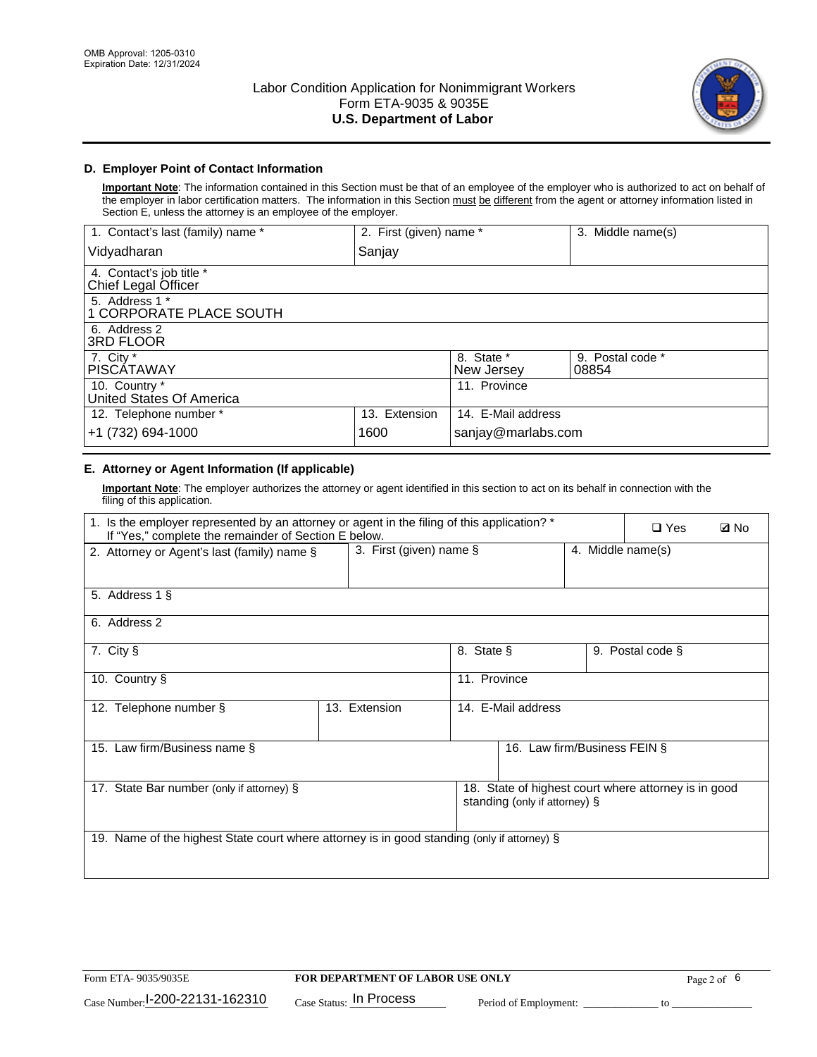OMB Approval: 1205-0310
Expiration Date: 12/31/2024

# Labor Condition Application for Nonimmigrant Workers
## Form ETA-9035 & 9035E
## U.S. Department of Labor

### D. Employer Point of Contact Information

**Important Note**: The information contained in this Section must be that of an employee of the employer who is authorized to act on behalf of the employer in labor certification matters. The information in this Section must be different from the agent or attorney information listed in Section E, unless the attorney is an employee of the employer.

| 1. Contact's last (family) name * | 2. First (given) name * | 3. Middle name(s) |
|---|---|---|
| Vidyadharan | Sanjay | |

| 4. Contact's job title * |
|---|
| Chief Legal Officer |
| **5. Address 1 *** |
| 1 CORPORATE PLACE SOUTH |
| **6. Address 2** |
| 3RD FLOOR |

| 7. City * | 8. State * | 9. Postal code * |
|---|---|---|
| PISCATAWAY | New Jersey | 08854 |

| 10. Country * | 11. Province |
|---|---|
| United States Of America | |

| 12. Telephone number * | 13. Extension | 14. E-Mail address |
|---|---|---|
| +1 (732) 694-1000 | 1600 | sanjay@marlabs.com |

### E. Attorney or Agent Information (If applicable)

**Important Note**: The employer authorizes the attorney or agent identified in this section to act on its behalf in connection with the filing of this application.

1. Is the employer represented by an attorney or agent in the filing of this application? * If "Yes," complete the remainder of Section E below. ❑ Yes ☑ No

| 2. Attorney or Agent's last (family) name § | 3. First (given) name § | 4. Middle name(s) |
|---|---|---|
| | | |

| 5. Address 1 § |
|---|
| |
| **6. Address 2** |
| |

| 7. City § | 8. State § | 9. Postal code § |
|---|---|---|
| | | |

| 10. Country § | 11. Province |
|---|---|
| | |

| 12. Telephone number § | 13. Extension | 14. E-Mail address |
|---|---|---|
| | | |

| 15. Law firm/Business name § | 16. Law firm/Business FEIN § |
|---|---|
| | |

| 17. State Bar number (only if attorney) § | 18. State of highest court where attorney is in good standing (only if attorney) § |
|---|---|
| | |

| 19. Name of the highest State court where attorney is in good standing (only if attorney) § |
|---|
| |

Form ETA- 9035/9035E | FOR DEPARTMENT OF LABOR USE ONLY

Case Number: I-200-22131-162310 Case Status: In Process Period of Employment: ____________ to ____________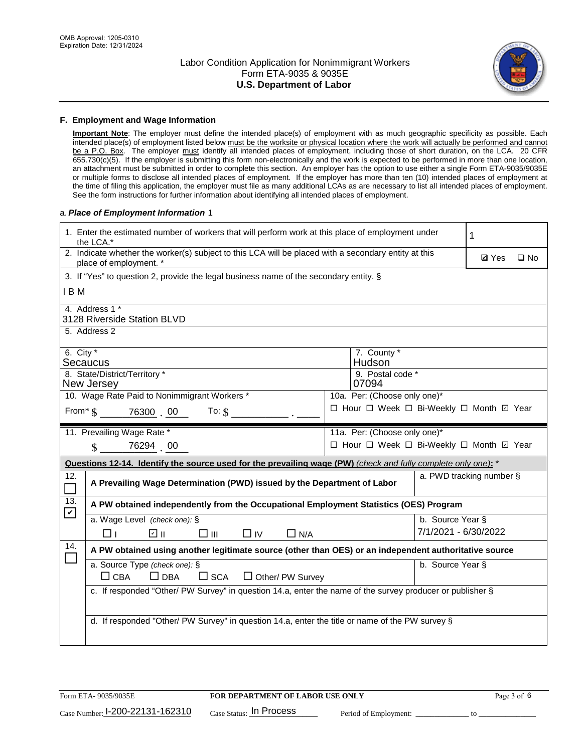## F. Employment and Wage Information

**Important Note**: The employer must define the intended place(s) of employment with as much geographic specificity as possible. Each intended place(s) of employment listed below must be the worksite or physical location where the work will actually be performed and cannot be a P.O. Box. The employer must identify all intended places of employment, including those of short duration, on the LCA. 20 CFR 655.730(c)(5). If the employer is submitting this form non-electronically and the work is expected to be performed in more than one location, an attachment must be submitted in order to complete this section. An employer has the option to use either a single Form ETA-9035/9035E or multiple forms to disclose all intended places of employment. If the employer has more than ten (10) intended places of employment at the time of filing this application, the employer must file as many additional LCAs as are necessary to list all intended places of employment. See the form instructions for further information about identifying all intended places of employment.

a. ***Place of Employment Information*** 1

1. Enter the estimated number of workers that will perform work at this place of employment under the LCA.* **1**

2. Indicate whether the worker(s) subject to this LCA will be placed with a secondary entity at this place of employment. * ☑ Yes ☐ No

3. If "Yes" to question 2, provide the legal business name of the secondary entity. §

I B M

4. Address 1 *
3128 Riverside Station BLVD

5. Address 2

6. City *
Secaucus

7. County *
Hudson

8. State/District/Territory *
New Jersey

9. Postal code *
07094

10. Wage Rate Paid to Nonimmigrant Workers *
From* $ 76300 . 00 To: $ ______ . ____

10a. Per: (Choose only one)*
☐ Hour ☐ Week ☐ Bi-Weekly ☐ Month ☑ Year

11. Prevailing Wage Rate *
$ 76294 . 00

11a. Per: (Choose only one)*
☐ Hour ☐ Week ☐ Bi-Weekly ☐ Month ☑ Year

**Questions 12-14. Identify the source used for the prevailing wage (PW)** *(check and fully complete only one)*: *

12. ☐ **A Prevailing Wage Determination (PWD) issued by the Department of Labor**
a. PWD tracking number §

13. ☑ **A PW obtained independently from the Occupational Employment Statistics (OES) Program**
a. Wage Level *(check one)*: § ☐ I ☑ II ☐ III ☐ IV ☐ N/A
b. Source Year § 7/1/2021 - 6/30/2022

14. ☐ **A PW obtained using another legitimate source (other than OES) or an independent authoritative source**
a. Source Type *(check one)*: § ☐ CBA ☐ DBA ☐ SCA ☐ Other/ PW Survey
b. Source Year §
c. If responded "Other/ PW Survey" in question 14.a, enter the name of the survey producer or publisher §
d. If responded "Other/ PW Survey" in question 14.a, enter the title or name of the PW survey §

Form ETA- 9035/9035E | **FOR DEPARTMENT OF LABOR USE ONLY**

Case Number: I-200-22131-162310 Case Status: In Process Period of Employment: ____________ to ______________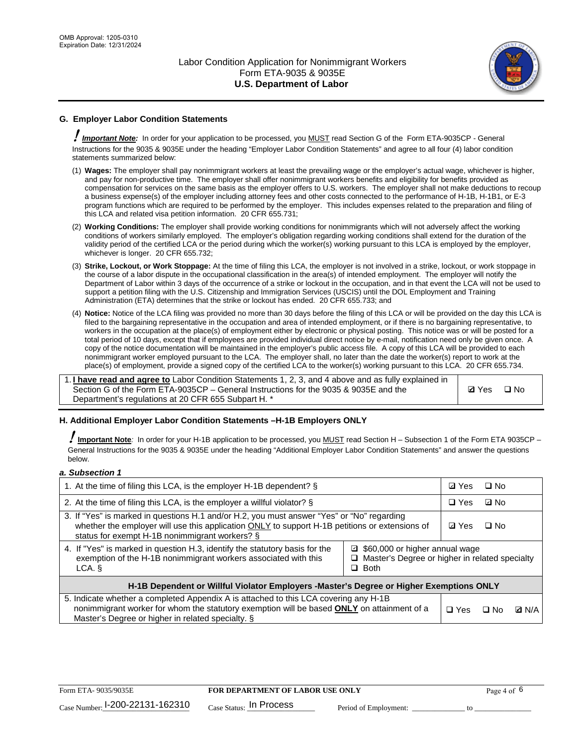## G. Employer Labor Condition Statements

! ***Important Note:*** In order for your application to be processed, you MUST read Section G of the Form ETA-9035CP - General Instructions for the 9035 & 9035E under the heading "Employer Labor Condition Statements" and agree to all four (4) labor condition statements summarized below:

(1) **Wages:** The employer shall pay nonimmigrant workers at least the prevailing wage or the employer's actual wage, whichever is higher, and pay for non-productive time. The employer shall offer nonimmigrant workers benefits and eligibility for benefits provided as compensation for services on the same basis as the employer offers to U.S. workers. The employer shall not make deductions to recoup a business expense(s) of the employer including attorney fees and other costs connected to the performance of H-1B, H-1B1, or E-3 program functions which are required to be performed by the employer. This includes expenses related to the preparation and filing of this LCA and related visa petition information. 20 CFR 655.731;

(2) **Working Conditions:** The employer shall provide working conditions for nonimmigrants which will not adversely affect the working conditions of workers similarly employed. The employer's obligation regarding working conditions shall extend for the duration of the validity period of the certified LCA or the period during which the worker(s) working pursuant to this LCA is employed by the employer, whichever is longer. 20 CFR 655.732;

(3) **Strike, Lockout, or Work Stoppage:** At the time of filing this LCA, the employer is not involved in a strike, lockout, or work stoppage in the course of a labor dispute in the occupational classification in the area(s) of intended employment. The employer will notify the Department of Labor within 3 days of the occurrence of a strike or lockout in the occupation, and in that event the LCA will not be used to support a petition filing with the U.S. Citizenship and Immigration Services (USCIS) until the DOL Employment and Training Administration (ETA) determines that the strike or lockout has ended. 20 CFR 655.733; and

(4) **Notice:** Notice of the LCA filing was provided no more than 30 days before the filing of this LCA or will be provided on the day this LCA is filed to the bargaining representative in the occupation and area of intended employment, or if there is no bargaining representative, to workers in the occupation at the place(s) of employment either by electronic or physical posting. This notice was or will be posted for a total period of 10 days, except that if employees are provided individual direct notice by e-mail, notification need only be given once. A copy of the notice documentation will be maintained in the employer's public access file. A copy of this LCA will be provided to each nonimmigrant worker employed pursuant to the LCA. The employer shall, no later than the date the worker(s) report to work at the place(s) of employment, provide a signed copy of the certified LCA to the worker(s) working pursuant to this LCA. 20 CFR 655.734.

| | |
|---|---|
| 1. **I have read and agree to** Labor Condition Statements 1, 2, 3, and 4 above and as fully explained in Section G of the Form ETA-9035CP – General Instructions for the 9035 & 9035E and the Department's regulations at 20 CFR 655 Subpart H. * | ☑ Yes ☐ No |

## H. Additional Employer Labor Condition Statements –H-1B Employers ONLY

! **Important Note***:* In order for your H-1B application to be processed, you MUST read Section H – Subsection 1 of the Form ETA 9035CP – General Instructions for the 9035 & 9035E under the heading "Additional Employer Labor Condition Statements" and answer the questions below.

***a. Subsection 1***

| | |
|---|---|
| 1. At the time of filing this LCA, is the employer H-1B dependent? § | ☑ Yes ☐ No |
| 2. At the time of filing this LCA, is the employer a willful violator? § | ☐ Yes ☑ No |
| 3. If "Yes" is marked in questions H.1 and/or H.2, you must answer "Yes" or "No" regarding whether the employer will use this application ONLY to support H-1B petitions or extensions of status for exempt H-1B nonimmigrant workers? § | ☑ Yes ☐ No |
| 4. If "Yes" is marked in question H.3, identify the statutory basis for the exemption of the H-1B nonimmigrant workers associated with this LCA. § | ☑ $60,000 or higher annual wage<br>☐ Master's Degree or higher in related specialty<br>☐ Both |
| **H-1B Dependent or Willful Violator Employers -Master's Degree or Higher Exemptions ONLY** | |
| 5. Indicate whether a completed Appendix A is attached to this LCA covering any H-1B nonimmigrant worker for whom the statutory exemption will be based **ONLY** on attainment of a Master's Degree or higher in related specialty. § | ☐ Yes ☐ No ☑ N/A |

Form ETA- 9035/9035E | **FOR DEPARTMENT OF LABOR USE ONLY**

Case Number: I-200-22131-162310 Case Status: In Process Period of Employment: _____________ to _____________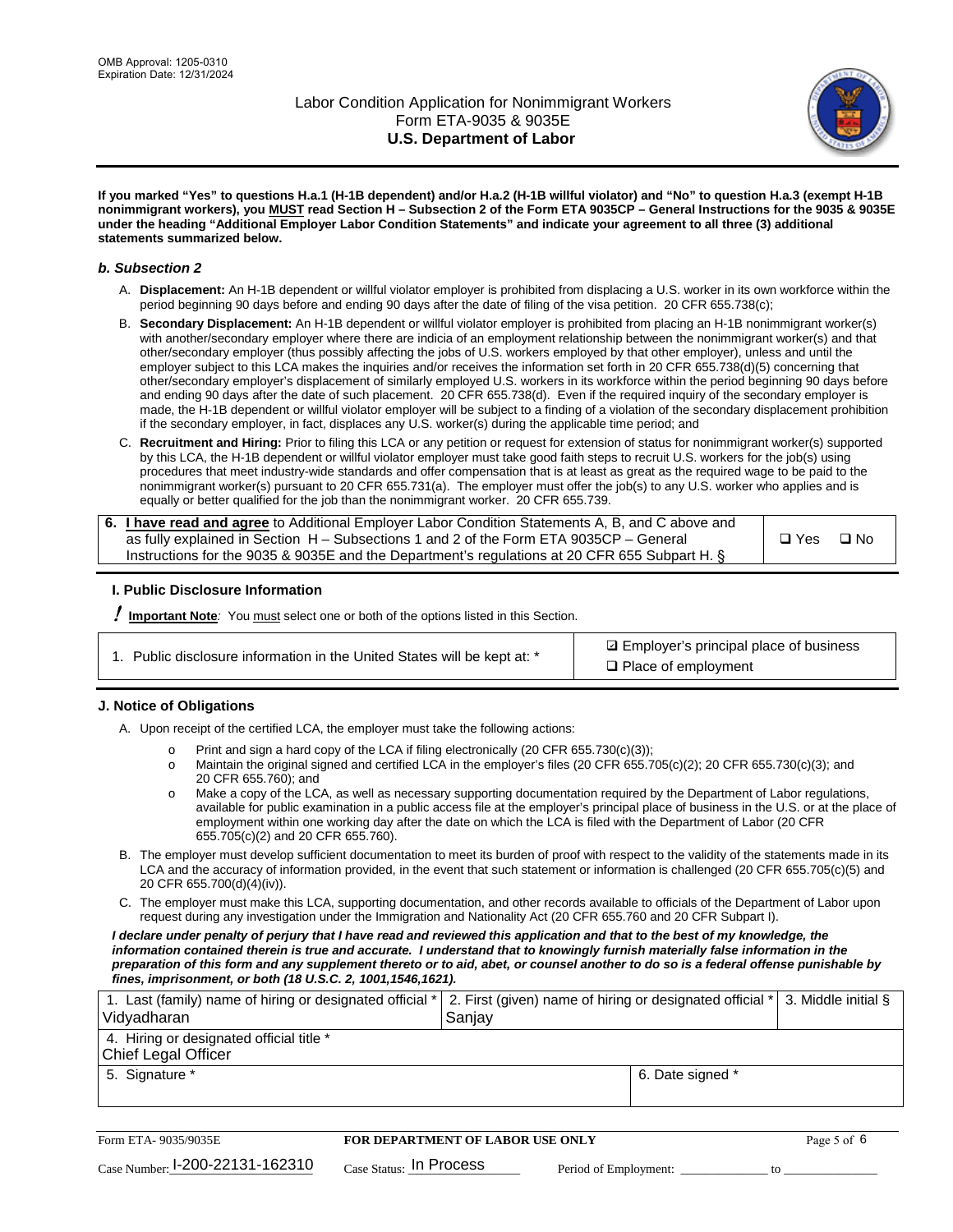OMB Approval: 1205-0310
Expiration Date: 12/31/2024

# Labor Condition Application for Nonimmigrant Workers
## Form ETA-9035 & 9035E
## U.S. Department of Labor

**If you marked "Yes" to questions H.a.1 (H-1B dependent) and/or H.a.2 (H-1B willful violator) and "No" to question H.a.3 (exempt H-1B nonimmigrant workers), you MUST read Section H – Subsection 2 of the Form ETA 9035CP – General Instructions for the 9035 & 9035E under the heading "Additional Employer Labor Condition Statements" and indicate your agreement to all three (3) additional statements summarized below.**

### *b. Subsection 2*

A. **Displacement:** An H-1B dependent or willful violator employer is prohibited from displacing a U.S. worker in its own workforce within the period beginning 90 days before and ending 90 days after the date of filing of the visa petition. 20 CFR 655.738(c);

B. **Secondary Displacement:** An H-1B dependent or willful violator employer is prohibited from placing an H-1B nonimmigrant worker(s) with another/secondary employer where there are indicia of an employment relationship between the nonimmigrant worker(s) and that other/secondary employer (thus possibly affecting the jobs of U.S. workers employed by that other employer), unless and until the employer subject to this LCA makes the inquiries and/or receives the information set forth in 20 CFR 655.738(d)(5) concerning that other/secondary employer's displacement of similarly employed U.S. workers in its workforce within the period beginning 90 days before and ending 90 days after the date of such placement. 20 CFR 655.738(d). Even if the required inquiry of the secondary employer is made, the H-1B dependent or willful violator employer will be subject to a finding of a violation of the secondary displacement prohibition if the secondary employer, in fact, displaces any U.S. worker(s) during the applicable time period; and

C. **Recruitment and Hiring:** Prior to filing this LCA or any petition or request for extension of status for nonimmigrant worker(s) supported by this LCA, the H-1B dependent or willful violator employer must take good faith steps to recruit U.S. workers for the job(s) using procedures that meet industry-wide standards and offer compensation that is at least as great as the required wage to be paid to the nonimmigrant worker(s) pursuant to 20 CFR 655.731(a). The employer must offer the job(s) to any U.S. worker who applies and is equally or better qualified for the job than the nonimmigrant worker. 20 CFR 655.739.

| 6. **I have read and agree** to Additional Employer Labor Condition Statements A, B, and C above and as fully explained in Section H – Subsections 1 and 2 of the Form ETA 9035CP – General Instructions for the 9035 & 9035E and the Department's regulations at 20 CFR 655 Subpart H. § | ❑ Yes ❑ No |
|---|---|

### I. Public Disclosure Information

**! Important Note**: You must select one or both of the options listed in this Section.

| 1. Public disclosure information in the United States will be kept at: * | ☑ Employer's principal place of business<br>❑ Place of employment |
|---|---|

### J. Notice of Obligations

A. Upon receipt of the certified LCA, the employer must take the following actions:

- Print and sign a hard copy of the LCA if filing electronically (20 CFR 655.730(c)(3));
- Maintain the original signed and certified LCA in the employer's files (20 CFR 655.705(c)(2); 20 CFR 655.730(c)(3); and 20 CFR 655.760); and
- Make a copy of the LCA, as well as necessary supporting documentation required by the Department of Labor regulations, available for public examination in a public access file at the employer's principal place of business in the U.S. or at the place of employment within one working day after the date on which the LCA is filed with the Department of Labor (20 CFR 655.705(c)(2) and 20 CFR 655.760).

B. The employer must develop sufficient documentation to meet its burden of proof with respect to the validity of the statements made in its LCA and the accuracy of information provided, in the event that such statement or information is challenged (20 CFR 655.705(c)(5) and 20 CFR 655.700(d)(4)(iv)).

C. The employer must make this LCA, supporting documentation, and other records available to officials of the Department of Labor upon request during any investigation under the Immigration and Nationality Act (20 CFR 655.760 and 20 CFR Subpart I).

***I declare under penalty of perjury that I have read and reviewed this application and that to the best of my knowledge, the information contained therein is true and accurate. I understand that to knowingly furnish materially false information in the preparation of this form and any supplement thereto or to aid, abet, or counsel another to do so is a federal offense punishable by fines, imprisonment, or both (18 U.S.C. 2, 1001,1546,1621).***

| 1. Last (family) name of hiring or designated official * | 2. First (given) name of hiring or designated official * | 3. Middle initial § |
|---|---|---|
| Vidyadharan | Sanjay | |
| 4. Hiring or designated official title * | | |
| Chief Legal Officer | | |
| 5. Signature * | 6. Date signed * | |
| | | |

Form ETA- 9035/9035E — **FOR DEPARTMENT OF LABOR USE ONLY**

Case Number: I-200-22131-162310 Case Status: In Process Period of Employment: ____________ to ____________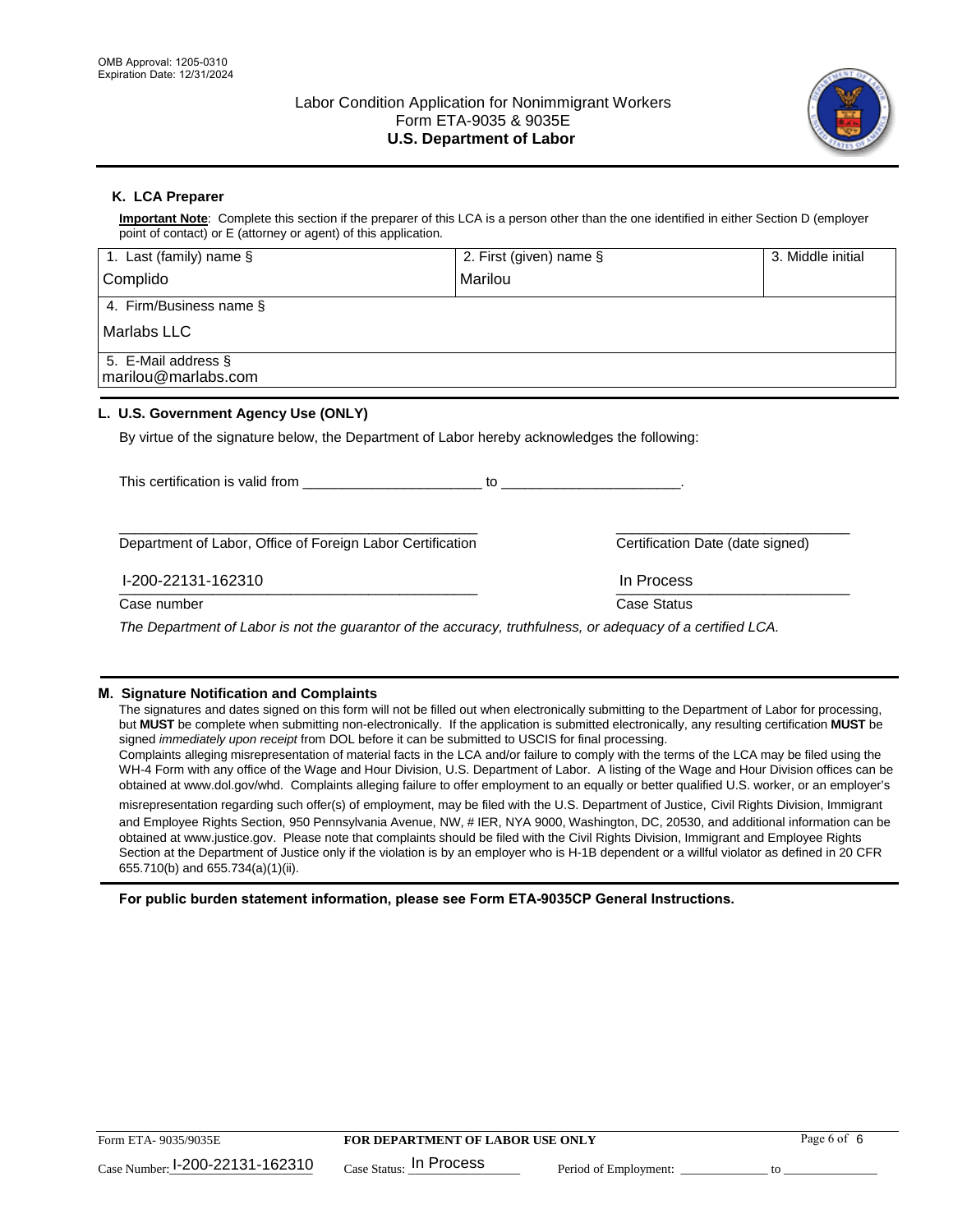OMB Approval: 1205-0310
Expiration Date: 12/31/2024

# Labor Condition Application for Nonimmigrant Workers
## Form ETA-9035 & 9035E
## U.S. Department of Labor

### K. LCA Preparer

**Important Note**: Complete this section if the preparer of this LCA is a person other than the one identified in either Section D (employer point of contact) or E (attorney or agent) of this application.

| 1. Last (family) name § | 2. First (given) name § | 3. Middle initial |
|---|---|---|
| Complido | Marilou | |
| 4. Firm/Business name § | | |
| Marlabs LLC | | |
| 5. E-Mail address § | | |
| marilou@marlabs.com | | |

### L. U.S. Government Agency Use (ONLY)

By virtue of the signature below, the Department of Labor hereby acknowledges the following:

This certification is valid from ______________________ to ______________________.

______________________________________________ Department of Labor, Office of Foreign Labor Certification

______________________________ Certification Date (date signed)

I-200-22131-162310
Case number

In Process
Case Status

*The Department of Labor is not the guarantor of the accuracy, truthfulness, or adequacy of a certified LCA.*

### M. Signature Notification and Complaints

The signatures and dates signed on this form will not be filled out when electronically submitting to the Department of Labor for processing, but **MUST** be complete when submitting non-electronically. If the application is submitted electronically, any resulting certification **MUST** be signed *immediately upon receipt* from DOL before it can be submitted to USCIS for final processing.

Complaints alleging misrepresentation of material facts in the LCA and/or failure to comply with the terms of the LCA may be filed using the WH-4 Form with any office of the Wage and Hour Division, U.S. Department of Labor. A listing of the Wage and Hour Division offices can be obtained at www.dol.gov/whd. Complaints alleging failure to offer employment to an equally or better qualified U.S. worker, or an employer's misrepresentation regarding such offer(s) of employment, may be filed with the U.S. Department of Justice, Civil Rights Division, Immigrant and Employee Rights Section, 950 Pennsylvania Avenue, NW, # IER, NYA 9000, Washington, DC, 20530, and additional information can be obtained at www.justice.gov. Please note that complaints should be filed with the Civil Rights Division, Immigrant and Employee Rights Section at the Department of Justice only if the violation is by an employer who is H-1B dependent or a willful violator as defined in 20 CFR 655.710(b) and 655.734(a)(1)(ii).

**For public burden statement information, please see Form ETA-9035CP General Instructions.**

Form ETA- 9035/9035E | **FOR DEPARTMENT OF LABOR USE ONLY**

Case Number: I-200-22131-162310 Case Status: In Process Period of Employment: ______________ to ______________